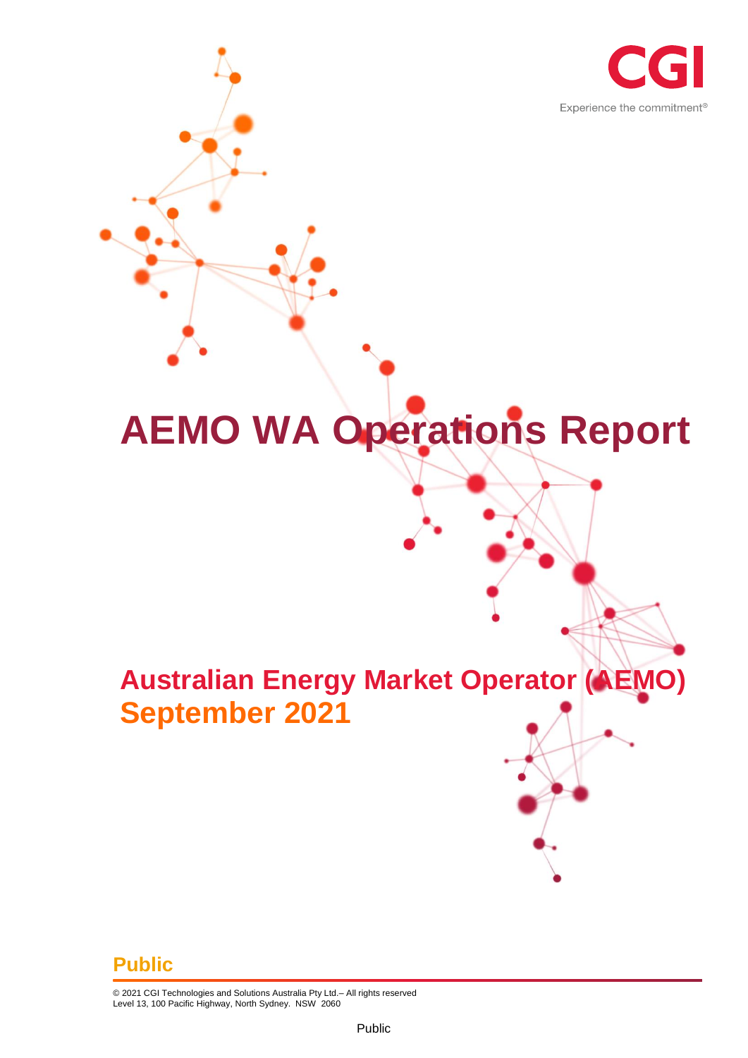CGI

Experience the commitment®

# AEMO WA Operations Report

## Australian Energy Market Operator (AEMO)
## September 2021

**Public**

© 2021 CGI Technologies and Solutions Australia Pty Ltd.– All rights reserved
Level 13, 100 Pacific Highway, North Sydney. NSW 2060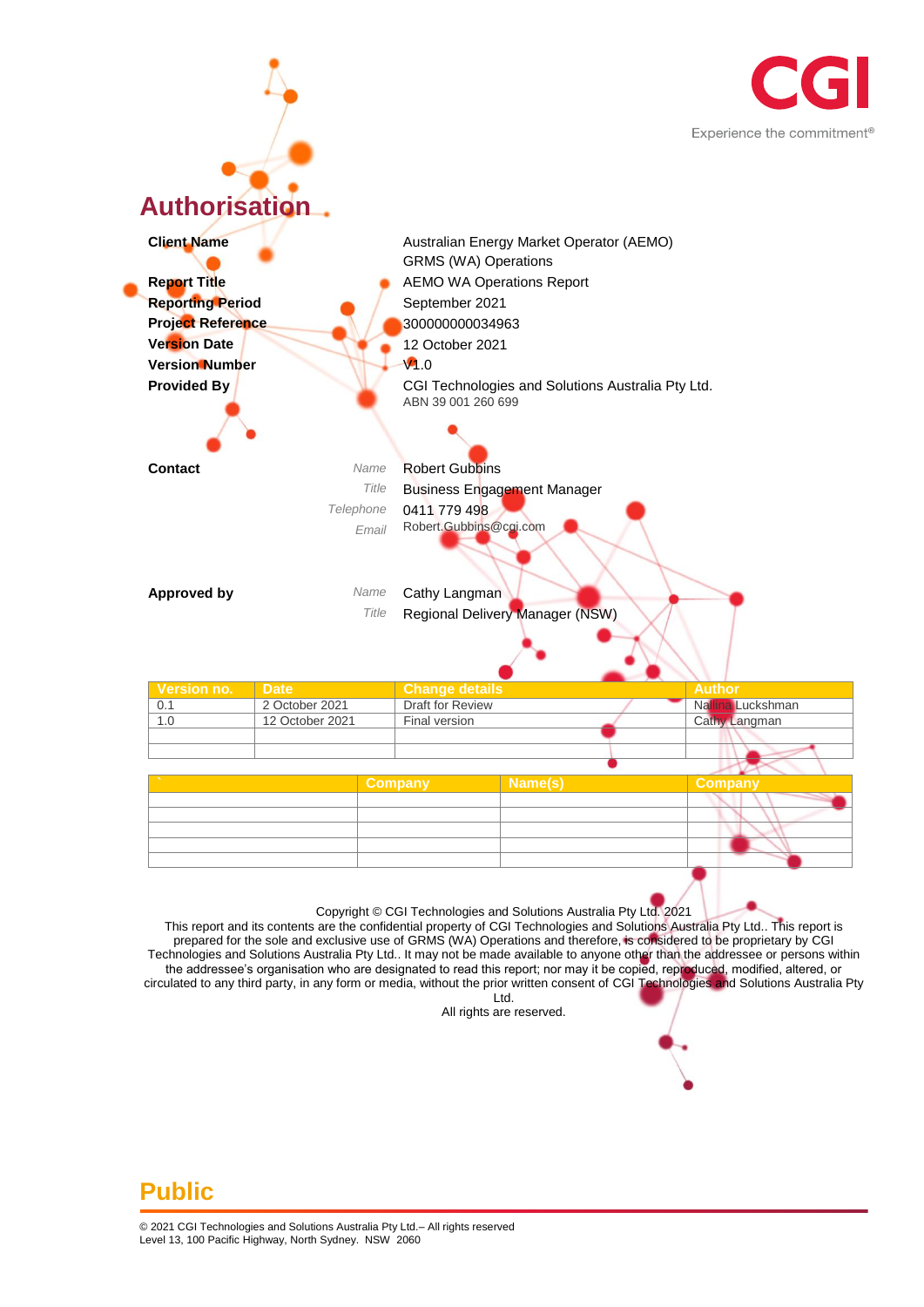# Authorisation

| | | |
|---|---|---|
| **Client Name** | | Australian Energy Market Operator (AEMO)<br>GRMS (WA) Operations |
| **Report Title** | | AEMO WA Operations Report |
| **Reporting Period** | | September 2021 |
| **Project Reference** | | 300000000034963 |
| **Version Date** | | 12 October 2021 |
| **Version Number** | | V1.0 |
| **Provided By** | | CGI Technologies and Solutions Australia Pty Ltd.<br>ABN 39 001 260 699 |
| **Contact** | *Name* | Robert Gubbins |
| | *Title* | Business Engagement Manager |
| | *Telephone* | 0411 779 498 |
| | *Email* | Robert.Gubbins@cgi.com |
| **Approved by** | *Name* | Cathy Langman |
| | *Title* | Regional Delivery Manager (NSW) |

| Version no. | Date | Change details | Author |
|---|---|---|---|
| 0.1 | 2 October 2021 | Draft for Review | Nallina Luckshman |
| 1.0 | 12 October 2021 | Final version | Cathy Langman |
| | | | |
| | | | |

| ` | Company | Name(s) | Company |
|---|---|---|---|
| | | | |
| | | | |
| | | | |
| | | | |
| | | | |

Copyright © CGI Technologies and Solutions Australia Pty Ltd. 2021
This report and its contents are the confidential property of CGI Technologies and Solutions Australia Pty Ltd.. This report is prepared for the sole and exclusive use of GRMS (WA) Operations and therefore, is considered to be proprietary by CGI Technologies and Solutions Australia Pty Ltd.. It may not be made available to anyone other than the addressee or persons within the addressee's organisation who are designated to read this report; nor may it be copied, reproduced, modified, altered, or circulated to any third party, in any form or media, without the prior written consent of CGI Technologies and Solutions Australia Pty Ltd.
All rights are reserved.

**Public**

© 2021 CGI Technologies and Solutions Australia Pty Ltd.– All rights reserved
Level 13, 100 Pacific Highway, North Sydney. NSW 2060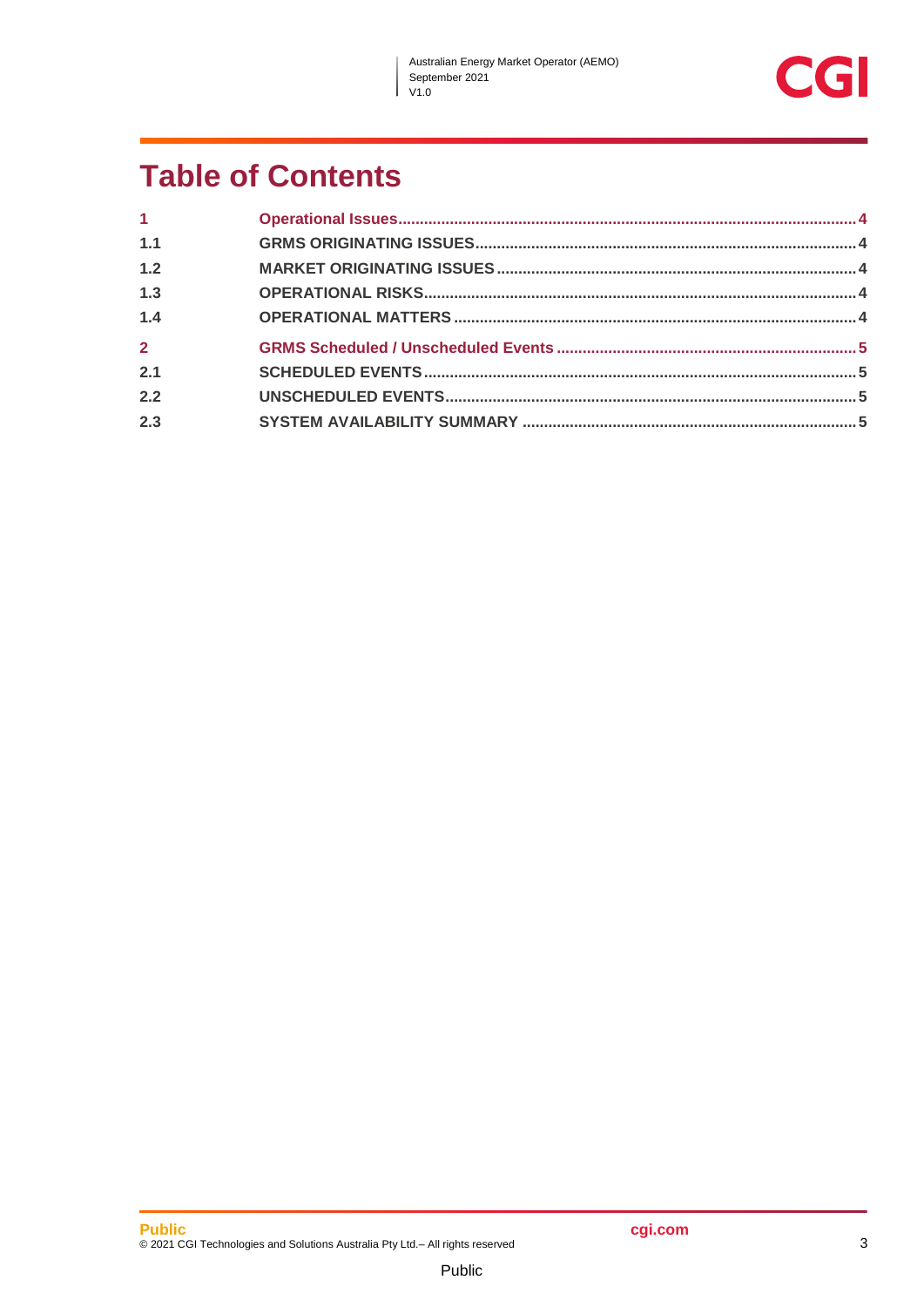# Table of Contents

| | | |
|---|---|---|
| **1** | **Operational Issues** | **4** |
| 1.1 | GRMS ORIGINATING ISSUES | 4 |
| 1.2 | MARKET ORIGINATING ISSUES | 4 |
| 1.3 | OPERATIONAL RISKS | 4 |
| 1.4 | OPERATIONAL MATTERS | 4 |
| **2** | **GRMS Scheduled / Unscheduled Events** | **5** |
| 2.1 | SCHEDULED EVENTS | 5 |
| 2.2 | UNSCHEDULED EVENTS | 5 |
| 2.3 | SYSTEM AVAILABILITY SUMMARY | 5 |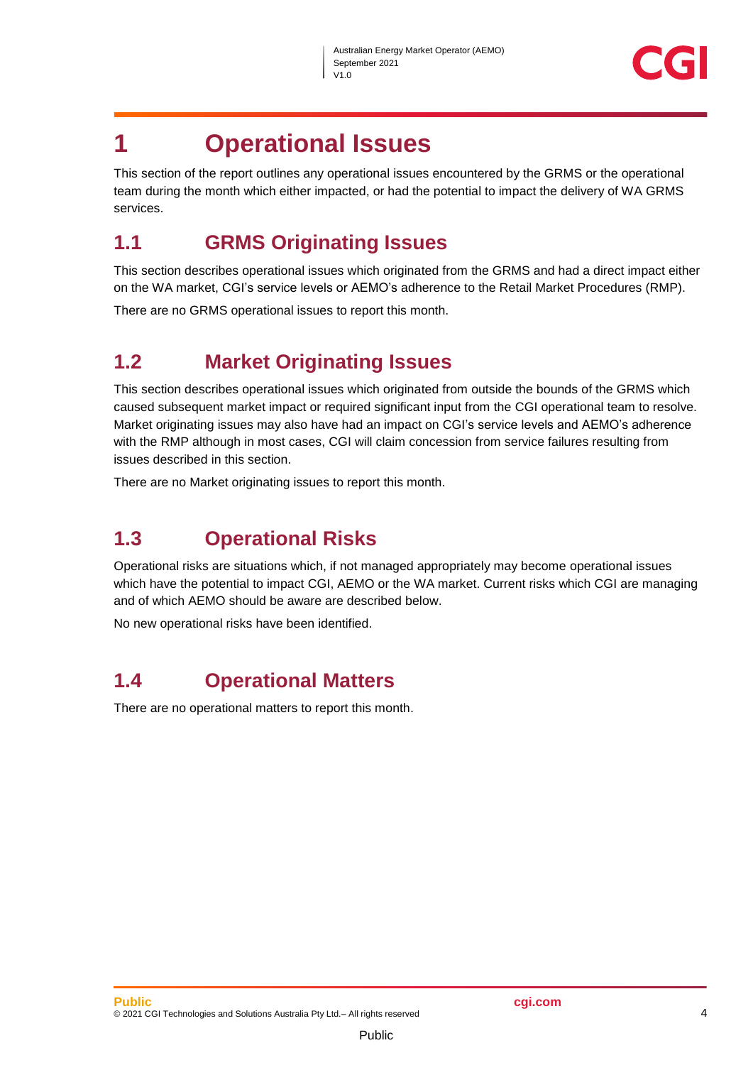# 1 Operational Issues

This section of the report outlines any operational issues encountered by the GRMS or the operational team during the month which either impacted, or had the potential to impact the delivery of WA GRMS services.

## 1.1 GRMS Originating Issues

This section describes operational issues which originated from the GRMS and had a direct impact either on the WA market, CGI's service levels or AEMO's adherence to the Retail Market Procedures (RMP).

There are no GRMS operational issues to report this month.

## 1.2 Market Originating Issues

This section describes operational issues which originated from outside the bounds of the GRMS which caused subsequent market impact or required significant input from the CGI operational team to resolve. Market originating issues may also have had an impact on CGI's service levels and AEMO's adherence with the RMP although in most cases, CGI will claim concession from service failures resulting from issues described in this section.

There are no Market originating issues to report this month.

## 1.3 Operational Risks

Operational risks are situations which, if not managed appropriately may become operational issues which have the potential to impact CGI, AEMO or the WA market. Current risks which CGI are managing and of which AEMO should be aware are described below.

No new operational risks have been identified.

## 1.4 Operational Matters

There are no operational matters to report this month.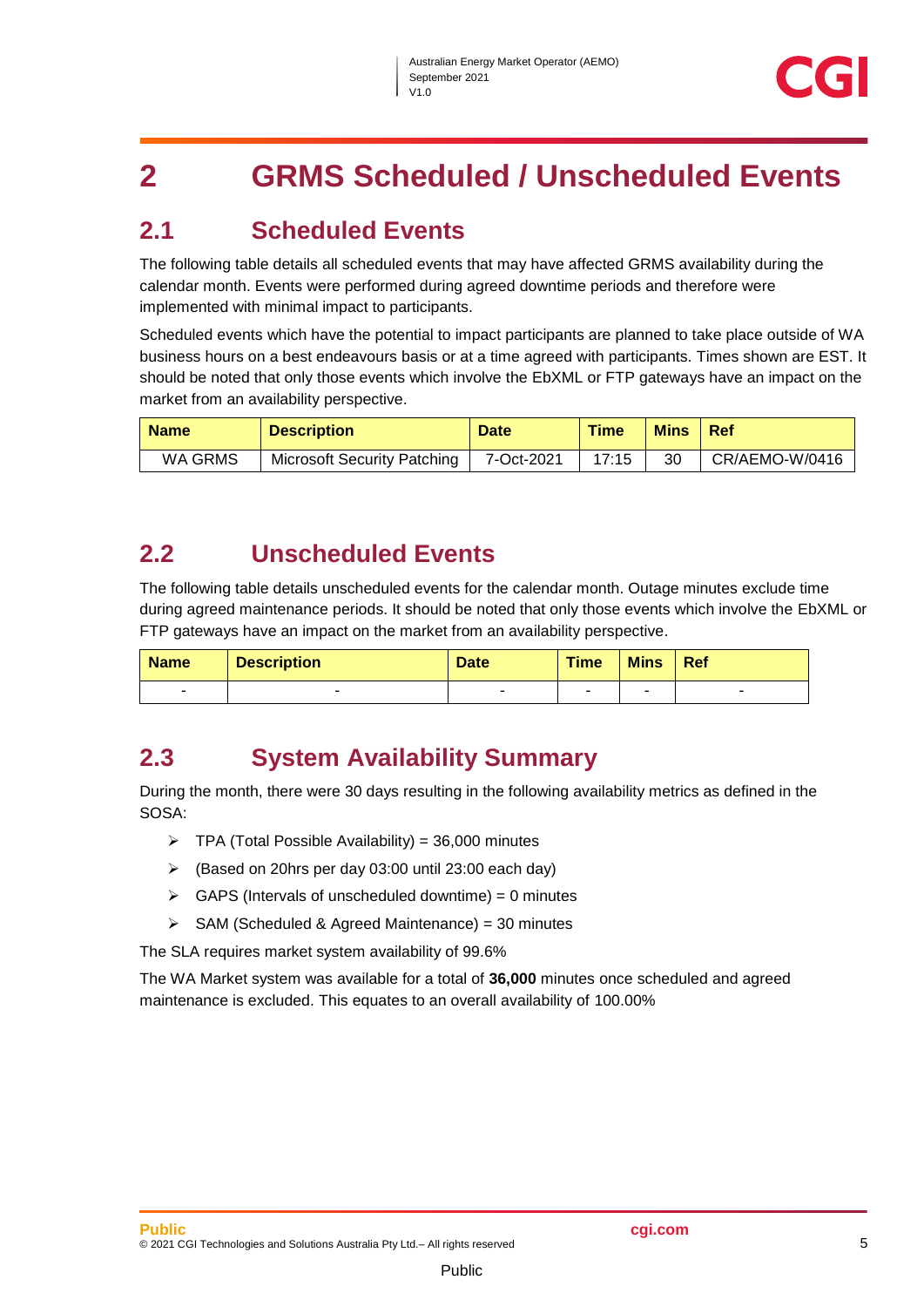# 2 GRMS Scheduled / Unscheduled Events

## 2.1 Scheduled Events

The following table details all scheduled events that may have affected GRMS availability during the calendar month. Events were performed during agreed downtime periods and therefore were implemented with minimal impact to participants.

Scheduled events which have the potential to impact participants are planned to take place outside of WA business hours on a best endeavours basis or at a time agreed with participants. Times shown are EST. It should be noted that only those events which involve the EbXML or FTP gateways have an impact on the market from an availability perspective.

| Name | Description | Date | Time | Mins | Ref |
|---|---|---|---|---|---|
| WA GRMS | Microsoft Security Patching | 7-Oct-2021 | 17:15 | 30 | CR/AEMO-W/0416 |

## 2.2 Unscheduled Events

The following table details unscheduled events for the calendar month. Outage minutes exclude time during agreed maintenance periods. It should be noted that only those events which involve the EbXML or FTP gateways have an impact on the market from an availability perspective.

| Name | Description | Date | Time | Mins | Ref |
|---|---|---|---|---|---|
| - | - | - | - | - | - |

## 2.3 System Availability Summary

During the month, there were 30 days resulting in the following availability metrics as defined in the SOSA:

- TPA (Total Possible Availability) = 36,000 minutes
- (Based on 20hrs per day 03:00 until 23:00 each day)
- GAPS (Intervals of unscheduled downtime) = 0 minutes
- SAM (Scheduled & Agreed Maintenance) = 30 minutes

The SLA requires market system availability of 99.6%

The WA Market system was available for a total of **36,000** minutes once scheduled and agreed maintenance is excluded. This equates to an overall availability of 100.00%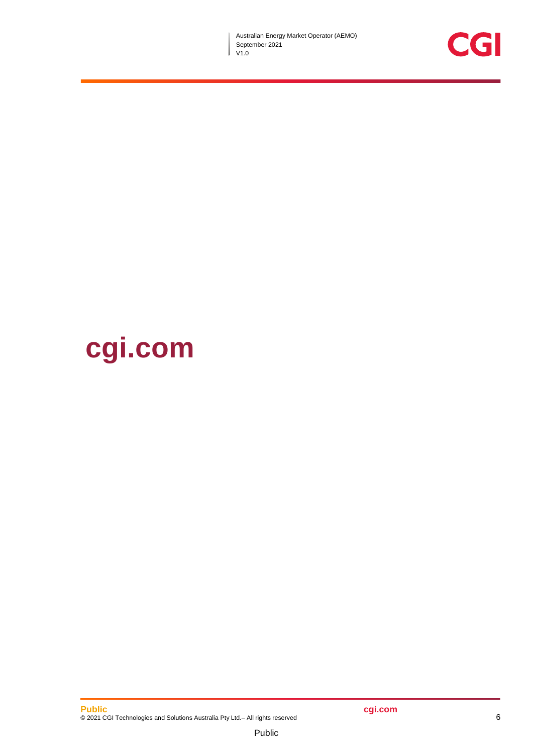cgi.com